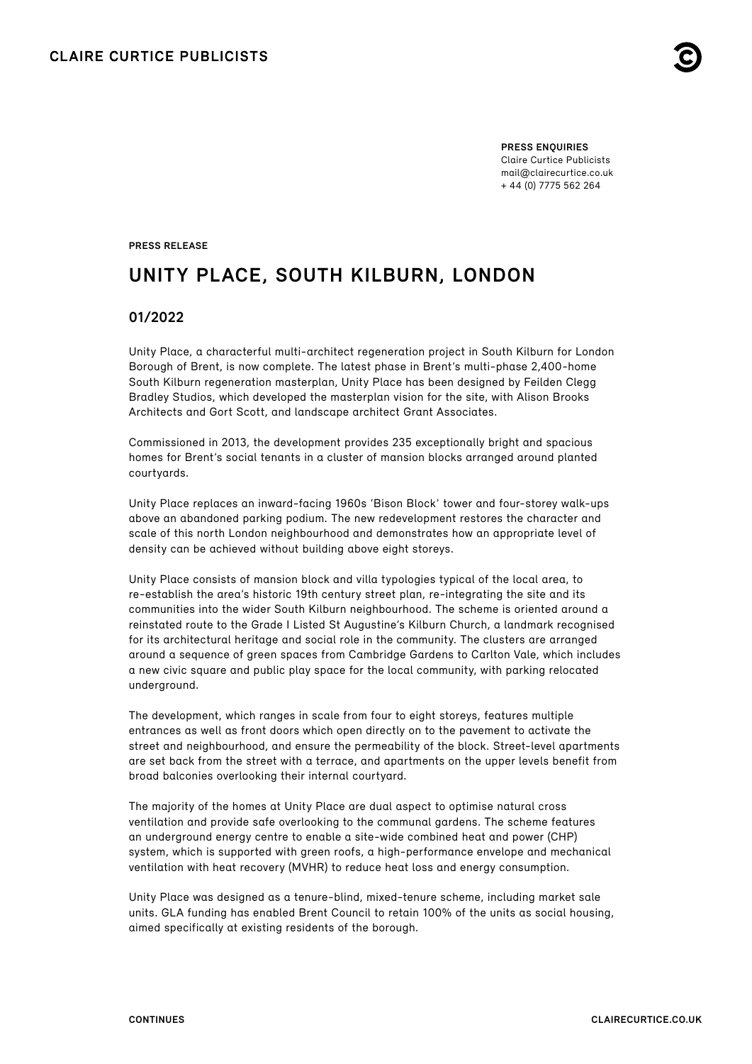**CLAIRE CURTICE PUBLICISTS**

**PRESS ENQUIRIES**
Claire Curtice Publicists
mail@clairecurtice.co.uk
+ 44 (0) 7775 562 264

**PRESS RELEASE**

# UNITY PLACE, SOUTH KILBURN, LONDON

## 01/2022

Unity Place, a characterful multi-architect regeneration project in South Kilburn for London Borough of Brent, is now complete. The latest phase in Brent's multi-phase 2,400-home South Kilburn regeneration masterplan, Unity Place has been designed by Feilden Clegg Bradley Studios, which developed the masterplan vision for the site, with Alison Brooks Architects and Gort Scott, and landscape architect Grant Associates.

Commissioned in 2013, the development provides 235 exceptionally bright and spacious homes for Brent's social tenants in a cluster of mansion blocks arranged around planted courtyards.

Unity Place replaces an inward-facing 1960s 'Bison Block' tower and four-storey walk-ups above an abandoned parking podium. The new redevelopment restores the character and scale of this north London neighbourhood and demonstrates how an appropriate level of density can be achieved without building above eight storeys.

Unity Place consists of mansion block and villa typologies typical of the local area, to re-establish the area's historic 19th century street plan, re-integrating the site and its communities into the wider South Kilburn neighbourhood. The scheme is oriented around a reinstated route to the Grade I Listed St Augustine's Kilburn Church, a landmark recognised for its architectural heritage and social role in the community. The clusters are arranged around a sequence of green spaces from Cambridge Gardens to Carlton Vale, which includes a new civic square and public play space for the local community, with parking relocated underground.

The development, which ranges in scale from four to eight storeys, features multiple entrances as well as front doors which open directly on to the pavement to activate the street and neighbourhood, and ensure the permeability of the block. Street-level apartments are set back from the street with a terrace, and apartments on the upper levels benefit from broad balconies overlooking their internal courtyard.

The majority of the homes at Unity Place are dual aspect to optimise natural cross ventilation and provide safe overlooking to the communal gardens. The scheme features an underground energy centre to enable a site-wide combined heat and power (CHP) system, which is supported with green roofs, a high-performance envelope and mechanical ventilation with heat recovery (MVHR) to reduce heat loss and energy consumption.

Unity Place was designed as a tenure-blind, mixed-tenure scheme, including market sale units. GLA funding has enabled Brent Council to retain 100% of the units as social housing, aimed specifically at existing residents of the borough.

**CONTINUES**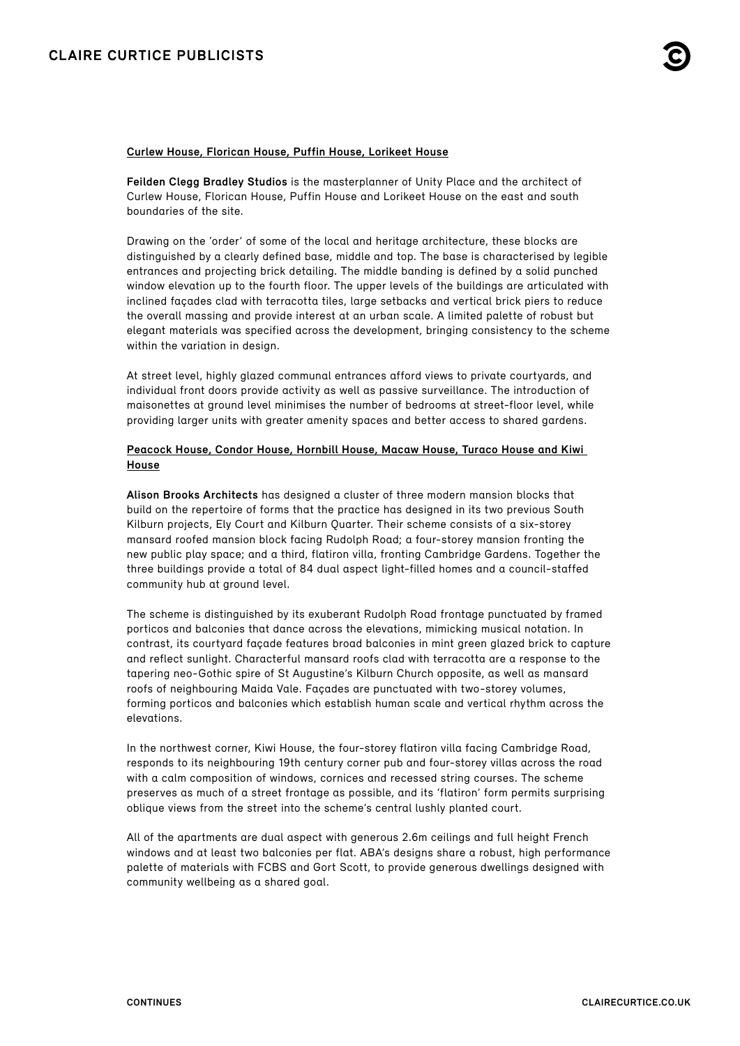**Curlew House, Florican House, Puffin House, Lorikeet House**

**Feilden Clegg Bradley Studios** is the masterplanner of Unity Place and the architect of Curlew House, Florican House, Puffin House and Lorikeet House on the east and south boundaries of the site.

Drawing on the 'order' of some of the local and heritage architecture, these blocks are distinguished by a clearly defined base, middle and top. The base is characterised by legible entrances and projecting brick detailing. The middle banding is defined by a solid punched window elevation up to the fourth floor. The upper levels of the buildings are articulated with inclined façades clad with terracotta tiles, large setbacks and vertical brick piers to reduce the overall massing and provide interest at an urban scale. A limited palette of robust but elegant materials was specified across the development, bringing consistency to the scheme within the variation in design.

At street level, highly glazed communal entrances afford views to private courtyards, and individual front doors provide activity as well as passive surveillance. The introduction of maisonettes at ground level minimises the number of bedrooms at street-floor level, while providing larger units with greater amenity spaces and better access to shared gardens.

**Peacock House, Condor House, Hornbill House, Macaw House, Turaco House and Kiwi House**

**Alison Brooks Architects** has designed a cluster of three modern mansion blocks that build on the repertoire of forms that the practice has designed in its two previous South Kilburn projects, Ely Court and Kilburn Quarter. Their scheme consists of a six-storey mansard roofed mansion block facing Rudolph Road; a four-storey mansion fronting the new public play space; and a third, flatiron villa, fronting Cambridge Gardens. Together the three buildings provide a total of 84 dual aspect light-filled homes and a council-staffed community hub at ground level.

The scheme is distinguished by its exuberant Rudolph Road frontage punctuated by framed porticos and balconies that dance across the elevations, mimicking musical notation. In contrast, its courtyard façade features broad balconies in mint green glazed brick to capture and reflect sunlight. Characterful mansard roofs clad with terracotta are a response to the tapering neo-Gothic spire of St Augustine's Kilburn Church opposite, as well as mansard roofs of neighbouring Maida Vale. Façades are punctuated with two-storey volumes, forming porticos and balconies which establish human scale and vertical rhythm across the elevations.

In the northwest corner, Kiwi House, the four-storey flatiron villa facing Cambridge Road, responds to its neighbouring 19th century corner pub and four-storey villas across the road with a calm composition of windows, cornices and recessed string courses. The scheme preserves as much of a street frontage as possible, and its 'flatiron' form permits surprising oblique views from the street into the scheme's central lushly planted court.

All of the apartments are dual aspect with generous 2.6m ceilings and full height French windows and at least two balconies per flat. ABA's designs share a robust, high performance palette of materials with FCBS and Gort Scott, to provide generous dwellings designed with community wellbeing as a shared goal.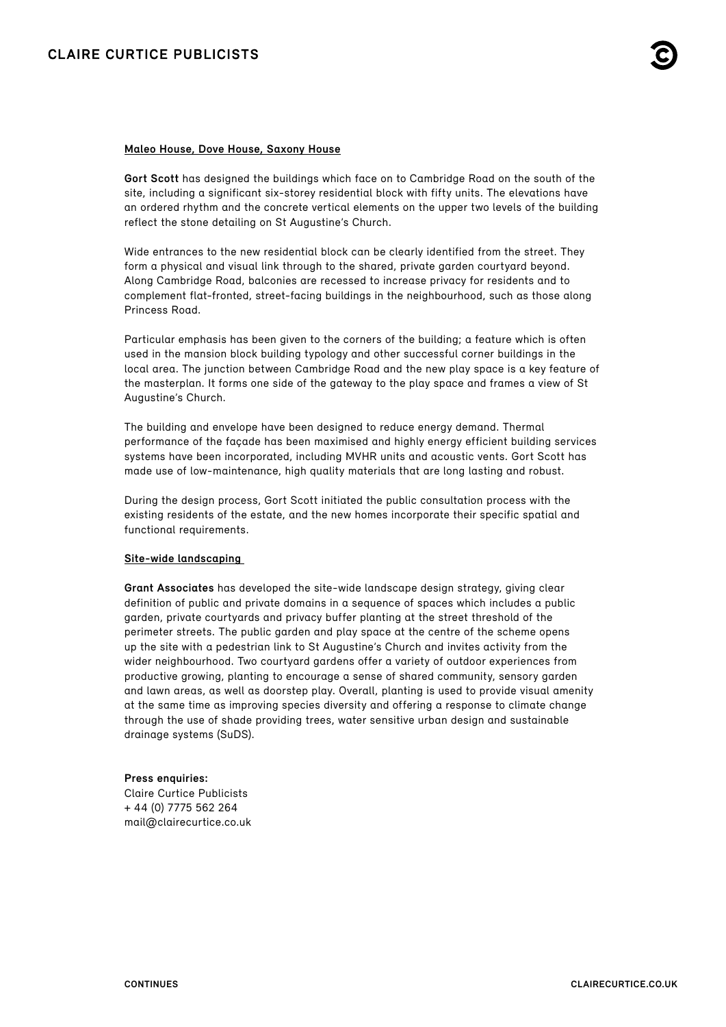**Maleo House, Dove House, Saxony House**

**Gort Scott** has designed the buildings which face on to Cambridge Road on the south of the site, including a significant six-storey residential block with fifty units. The elevations have an ordered rhythm and the concrete vertical elements on the upper two levels of the building reflect the stone detailing on St Augustine's Church.

Wide entrances to the new residential block can be clearly identified from the street. They form a physical and visual link through to the shared, private garden courtyard beyond. Along Cambridge Road, balconies are recessed to increase privacy for residents and to complement flat-fronted, street-facing buildings in the neighbourhood, such as those along Princess Road.

Particular emphasis has been given to the corners of the building; a feature which is often used in the mansion block building typology and other successful corner buildings in the local area. The junction between Cambridge Road and the new play space is a key feature of the masterplan. It forms one side of the gateway to the play space and frames a view of St Augustine's Church.

The building and envelope have been designed to reduce energy demand. Thermal performance of the façade has been maximised and highly energy efficient building services systems have been incorporated, including MVHR units and acoustic vents. Gort Scott has made use of low-maintenance, high quality materials that are long lasting and robust.

During the design process, Gort Scott initiated the public consultation process with the existing residents of the estate, and the new homes incorporate their specific spatial and functional requirements.

**Site-wide landscaping**

**Grant Associates** has developed the site-wide landscape design strategy, giving clear definition of public and private domains in a sequence of spaces which includes a public garden, private courtyards and privacy buffer planting at the street threshold of the perimeter streets. The public garden and play space at the centre of the scheme opens up the site with a pedestrian link to St Augustine's Church and invites activity from the wider neighbourhood. Two courtyard gardens offer a variety of outdoor experiences from productive growing, planting to encourage a sense of shared community, sensory garden and lawn areas, as well as doorstep play. Overall, planting is used to provide visual amenity at the same time as improving species diversity and offering a response to climate change through the use of shade providing trees, water sensitive urban design and sustainable drainage systems (SuDS).

**Press enquiries:**
Claire Curtice Publicists
+ 44 (0) 7775 562 264
mail@clairecurtice.co.uk

CONTINUES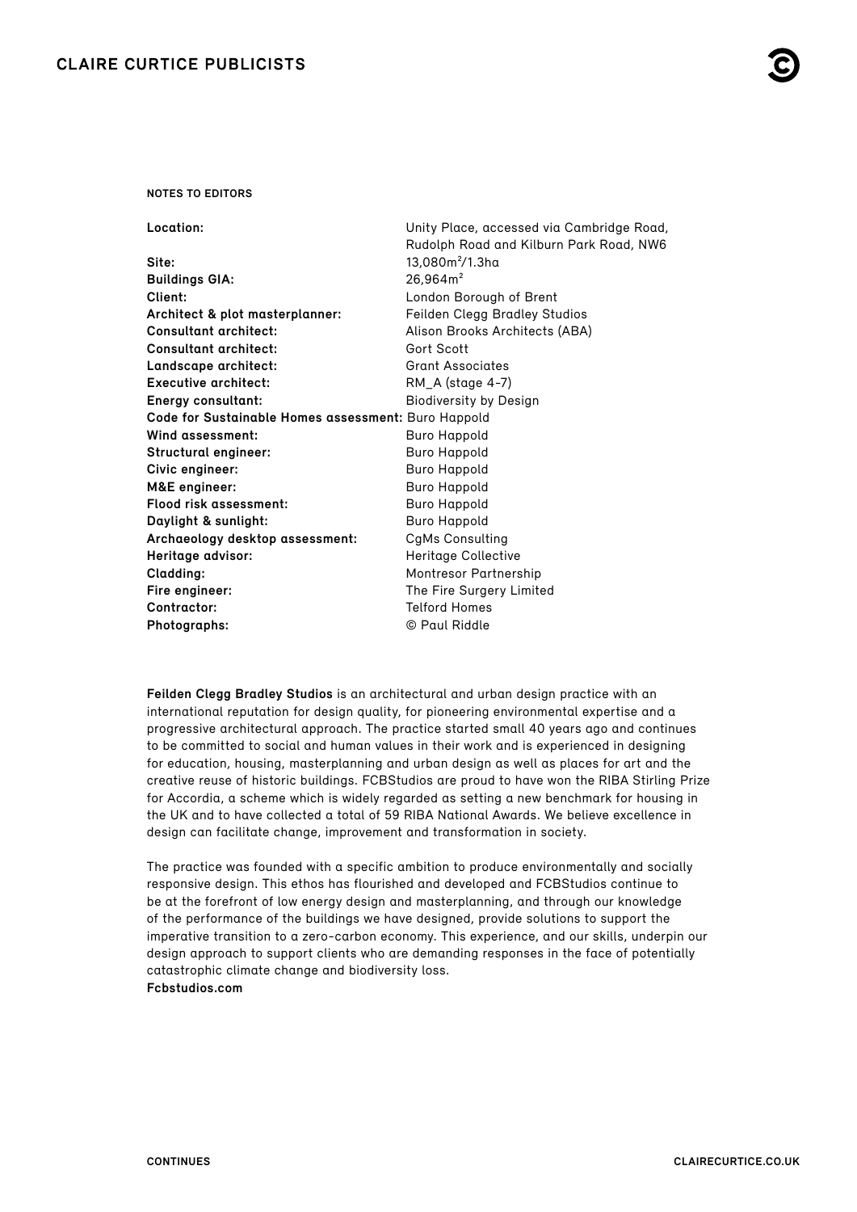**NOTES TO EDITORS**

| | |
|---|---|
| **Location:** | Unity Place, accessed via Cambridge Road, Rudolph Road and Kilburn Park Road, NW6 |
| **Site:** | 13,080m²/1.3ha |
| **Buildings GIA:** | 26,964m² |
| **Client:** | London Borough of Brent |
| **Architect & plot masterplanner:** | Feilden Clegg Bradley Studios |
| **Consultant architect:** | Alison Brooks Architects (ABA) |
| **Consultant architect:** | Gort Scott |
| **Landscape architect:** | Grant Associates |
| **Executive architect:** | RM_A (stage 4-7) |
| **Energy consultant:** | Biodiversity by Design |
| **Code for Sustainable Homes assessment:** | Buro Happold |
| **Wind assessment:** | Buro Happold |
| **Structural engineer:** | Buro Happold |
| **Civic engineer:** | Buro Happold |
| **M&E engineer:** | Buro Happold |
| **Flood risk assessment:** | Buro Happold |
| **Daylight & sunlight:** | Buro Happold |
| **Archaeology desktop assessment:** | CgMs Consulting |
| **Heritage advisor:** | Heritage Collective |
| **Cladding:** | Montresor Partnership |
| **Fire engineer:** | The Fire Surgery Limited |
| **Contractor:** | Telford Homes |
| **Photographs:** | © Paul Riddle |

**Feilden Clegg Bradley Studios** is an architectural and urban design practice with an international reputation for design quality, for pioneering environmental expertise and a progressive architectural approach. The practice started small 40 years ago and continues to be committed to social and human values in their work and is experienced in designing for education, housing, masterplanning and urban design as well as places for art and the creative reuse of historic buildings. FCBStudios are proud to have won the RIBA Stirling Prize for Accordia, a scheme which is widely regarded as setting a new benchmark for housing in the UK and to have collected a total of 59 RIBA National Awards. We believe excellence in design can facilitate change, improvement and transformation in society.

The practice was founded with a specific ambition to produce environmentally and socially responsive design. This ethos has flourished and developed and FCBStudios continue to be at the forefront of low energy design and masterplanning, and through our knowledge of the performance of the buildings we have designed, provide solutions to support the imperative transition to a zero-carbon economy. This experience, and our skills, underpin our design approach to support clients who are demanding responses in the face of potentially catastrophic climate change and biodiversity loss.
**Fcbstudios.com**

**CONTINUES**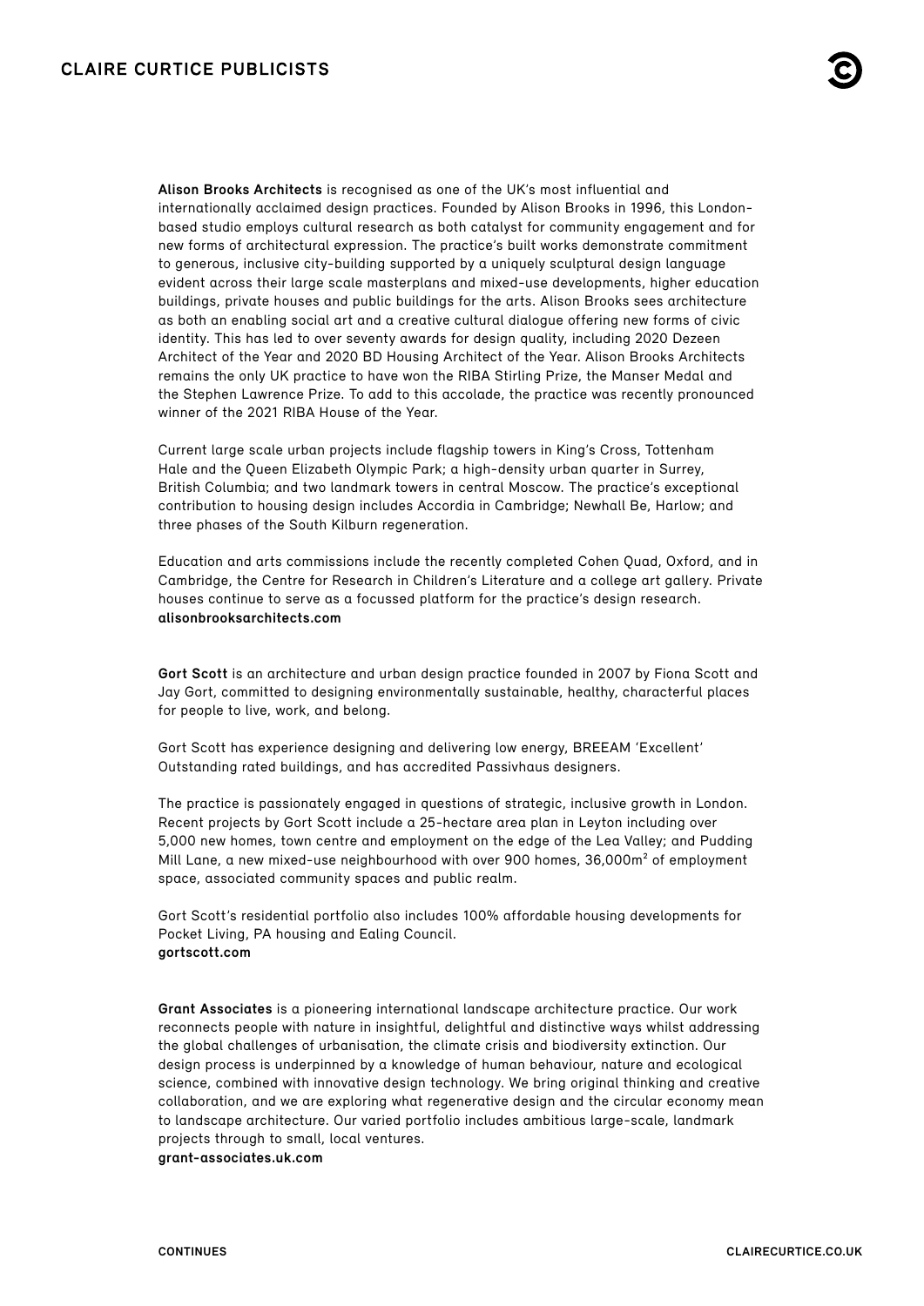**Alison Brooks Architects** is recognised as one of the UK's most influential and internationally acclaimed design practices. Founded by Alison Brooks in 1996, this London-based studio employs cultural research as both catalyst for community engagement and for new forms of architectural expression. The practice's built works demonstrate commitment to generous, inclusive city-building supported by a uniquely sculptural design language evident across their large scale masterplans and mixed-use developments, higher education buildings, private houses and public buildings for the arts. Alison Brooks sees architecture as both an enabling social art and a creative cultural dialogue offering new forms of civic identity. This has led to over seventy awards for design quality, including 2020 Dezeen Architect of the Year and 2020 BD Housing Architect of the Year. Alison Brooks Architects remains the only UK practice to have won the RIBA Stirling Prize, the Manser Medal and the Stephen Lawrence Prize. To add to this accolade, the practice was recently pronounced winner of the 2021 RIBA House of the Year.

Current large scale urban projects include flagship towers in King's Cross, Tottenham Hale and the Queen Elizabeth Olympic Park; a high-density urban quarter in Surrey, British Columbia; and two landmark towers in central Moscow. The practice's exceptional contribution to housing design includes Accordia in Cambridge; Newhall Be, Harlow; and three phases of the South Kilburn regeneration.

Education and arts commissions include the recently completed Cohen Quad, Oxford, and in Cambridge, the Centre for Research in Children's Literature and a college art gallery. Private houses continue to serve as a focussed platform for the practice's design research.
**alisonbrooksarchitects.com**

**Gort Scott** is an architecture and urban design practice founded in 2007 by Fiona Scott and Jay Gort, committed to designing environmentally sustainable, healthy, characterful places for people to live, work, and belong.

Gort Scott has experience designing and delivering low energy, BREEAM 'Excellent' Outstanding rated buildings, and has accredited Passivhaus designers.

The practice is passionately engaged in questions of strategic, inclusive growth in London. Recent projects by Gort Scott include a 25-hectare area plan in Leyton including over 5,000 new homes, town centre and employment on the edge of the Lea Valley; and Pudding Mill Lane, a new mixed-use neighbourhood with over 900 homes, 36,000m² of employment space, associated community spaces and public realm.

Gort Scott's residential portfolio also includes 100% affordable housing developments for Pocket Living, PA housing and Ealing Council.
**gortscott.com**

**Grant Associates** is a pioneering international landscape architecture practice. Our work reconnects people with nature in insightful, delightful and distinctive ways whilst addressing the global challenges of urbanisation, the climate crisis and biodiversity extinction. Our design process is underpinned by a knowledge of human behaviour, nature and ecological science, combined with innovative design technology. We bring original thinking and creative collaboration, and we are exploring what regenerative design and the circular economy mean to landscape architecture. Our varied portfolio includes ambitious large-scale, landmark projects through to small, local ventures.
**grant-associates.uk.com**

**CONTINUES**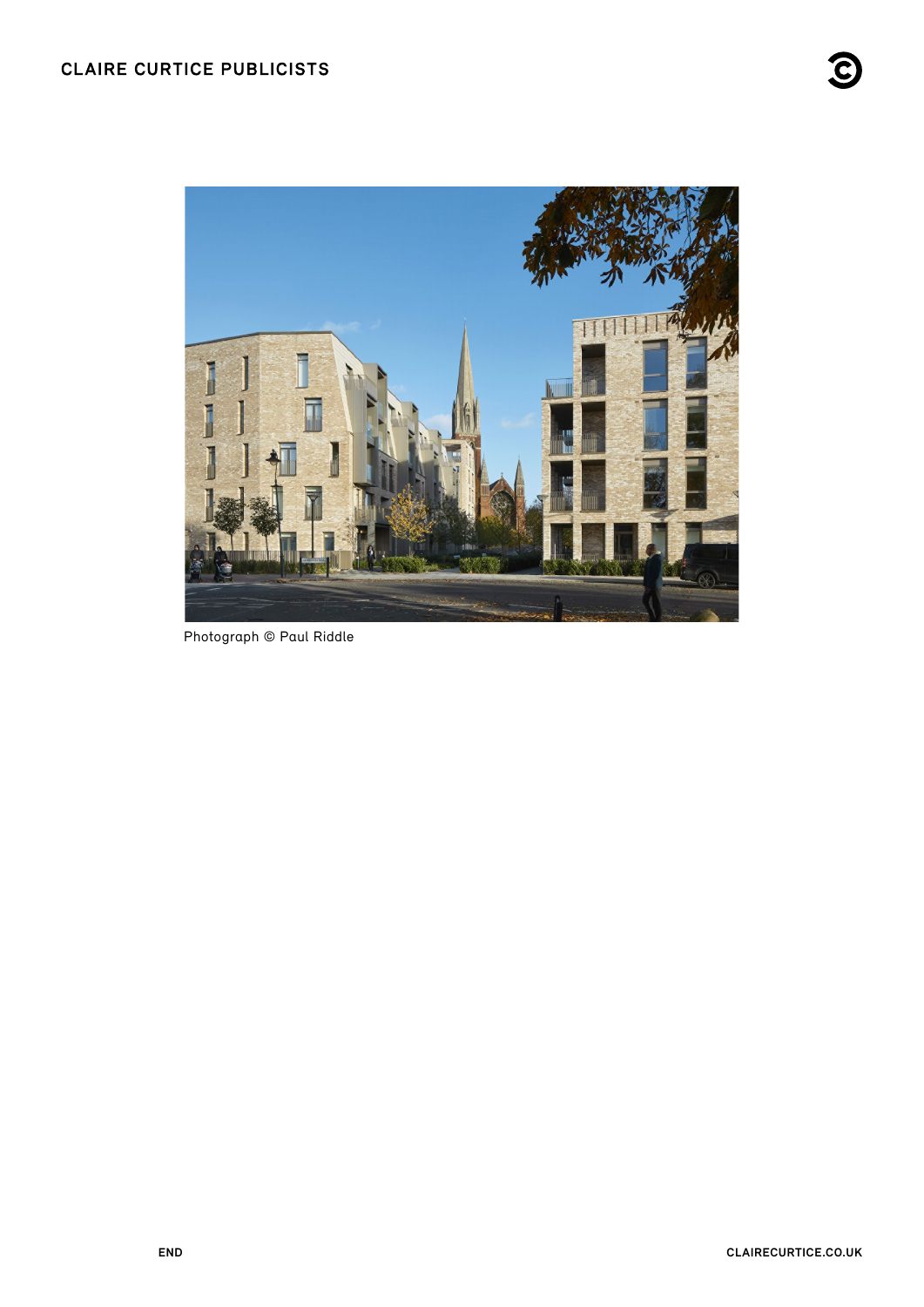Photograph © Paul Riddle

END